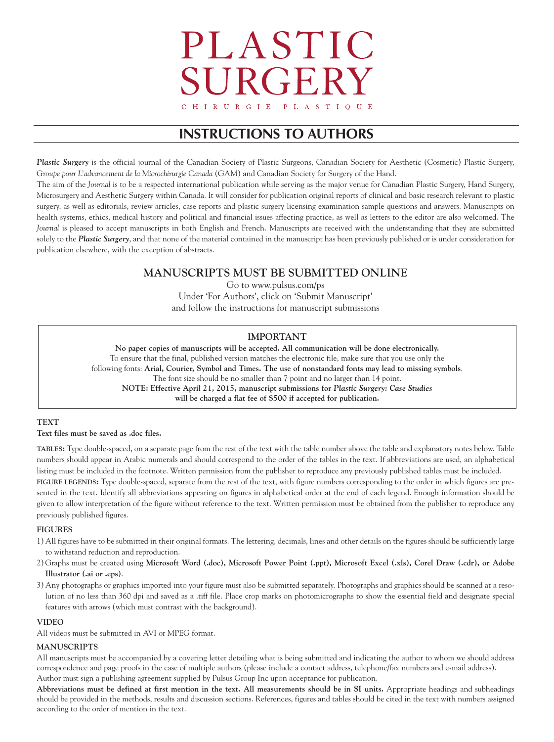# PLASTIC SURGERY

CHIRURGIE PLASTIQUE

## INSTRUCTIONS TO AUTHORS

***Plastic Surgery*** is the official journal of the Canadian Society of Plastic Surgeons, Canadian Society for Aesthetic (Cosmetic) Plastic Surgery, *Groupe pour L'advancement de la Microchirurgie Canada* (GAM) and Canadian Society for Surgery of the Hand.

The aim of the *Journal* is to be a respected international publication while serving as the major venue for Canadian Plastic Surgery, Hand Surgery, Microsurgery and Aesthetic Surgery within Canada. It will consider for publication original reports of clinical and basic research relevant to plastic surgery, as well as editorials, review articles, case reports and plastic surgery licensing examination sample questions and answers. Manuscripts on health systems, ethics, medical history and political and financial issues affecting practice, as well as letters to the editor are also welcomed. The *Journal* is pleased to accept manuscripts in both English and French. Manuscripts are received with the understanding that they are submitted solely to the ***Plastic Surgery***, and that none of the material contained in the manuscript has been previously published or is under consideration for publication elsewhere, with the exception of abstracts.

### MANUSCRIPTS MUST BE SUBMITTED ONLINE

Go to www.pulsus.com/ps
Under 'For Authors', click on 'Submit Manuscript'
and follow the instructions for manuscript submissions

### IMPORTANT

**No paper copies of manuscripts will be accepted. All communication will be done electronically.**
To ensure that the final, published version matches the electronic file, make sure that you use only the following fonts: **Arial, Courier, Symbol and Times. The use of nonstandard fonts may lead to missing symbols**.
The font size should be no smaller than 7 point and no larger than 14 point.
**NOTE: Effective April 21, 2015, manuscript submissions for *Plastic Surgery: Case Studies* will be charged a flat fee of $500 if accepted for publication.**

### TEXT

**Text files must be saved as .doc files.**

**TABLES:** Type double-spaced, on a separate page from the rest of the text with the table number above the table and explanatory notes below. Table numbers should appear in Arabic numerals and should correspond to the order of the tables in the text. If abbreviations are used, an alphabetical listing must be included in the footnote. Written permission from the publisher to reproduce any previously published tables must be included.

**FIGURE LEGENDS:** Type double-spaced, separate from the rest of the text, with figure numbers corresponding to the order in which figures are presented in the text. Identify all abbreviations appearing on figures in alphabetical order at the end of each legend. Enough information should be given to allow interpretation of the figure without reference to the text. Written permission must be obtained from the publisher to reproduce any previously published figures.

### FIGURES

1) All figures have to be submitted in their original formats. The lettering, decimals, lines and other details on the figures should be sufficiently large to withstand reduction and reproduction.
2) Graphs must be created using **Microsoft Word (.doc), Microsoft Power Point (.ppt), Microsoft Excel (.xls), Corel Draw (.cdr), or Adobe Illustrator (.ai or .eps)**.
3) Any photographs or graphics imported into your figure must also be submitted separately. Photographs and graphics should be scanned at a resolution of no less than 360 dpi and saved as a .tiff file. Place crop marks on photomicrographs to show the essential field and designate special features with arrows (which must contrast with the background).

### VIDEO

All videos must be submitted in AVI or MPEG format.

### MANUSCRIPTS

All manuscripts must be accompanied by a covering letter detailing what is being submitted and indicating the author to whom we should address correspondence and page proofs in the case of multiple authors (please include a contact address, telephone/fax numbers and e-mail address). Author must sign a publishing agreement supplied by Pulsus Group Inc upon acceptance for publication.

**Abbreviations must be defined at first mention in the text. All measurements should be in SI units.** Appropriate headings and subheadings should be provided in the methods, results and discussion sections. References, figures and tables should be cited in the text with numbers assigned according to the order of mention in the text.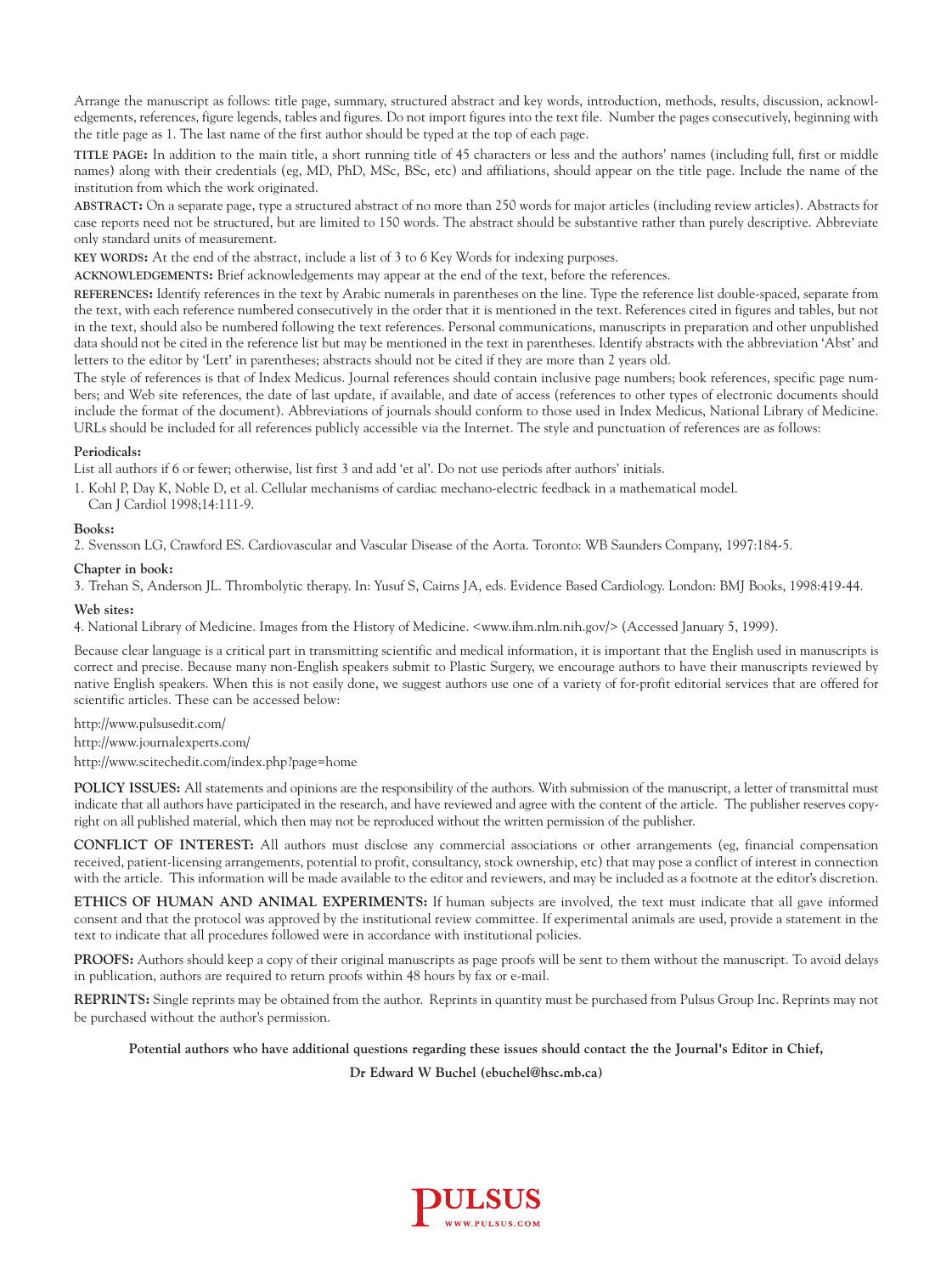Arrange the manuscript as follows: title page, summary, structured abstract and key words, introduction, methods, results, discussion, acknowledgements, references, figure legends, tables and figures. Do not import figures into the text file. Number the pages consecutively, beginning with the title page as 1. The last name of the first author should be typed at the top of each page.

**TITLE PAGE:** In addition to the main title, a short running title of 45 characters or less and the authors' names (including full, first or middle names) along with their credentials (eg, MD, PhD, MSc, BSc, etc) and affiliations, should appear on the title page. Include the name of the institution from which the work originated.

**ABSTRACT:** On a separate page, type a structured abstract of no more than 250 words for major articles (including review articles). Abstracts for case reports need not be structured, but are limited to 150 words. The abstract should be substantive rather than purely descriptive. Abbreviate only standard units of measurement.

**KEY WORDS:** At the end of the abstract, include a list of 3 to 6 Key Words for indexing purposes.

**ACKNOWLEDGEMENTS:** Brief acknowledgements may appear at the end of the text, before the references.

**REFERENCES:** Identify references in the text by Arabic numerals in parentheses on the line. Type the reference list double-spaced, separate from the text, with each reference numbered consecutively in the order that it is mentioned in the text. References cited in figures and tables, but not in the text, should also be numbered following the text references. Personal communications, manuscripts in preparation and other unpublished data should not be cited in the reference list but may be mentioned in the text in parentheses. Identify abstracts with the abbreviation 'Abst' and letters to the editor by 'Lett' in parentheses; abstracts should not be cited if they are more than 2 years old.

The style of references is that of Index Medicus. Journal references should contain inclusive page numbers; book references, specific page numbers; and Web site references, the date of last update, if available, and date of access (references to other types of electronic documents should include the format of the document). Abbreviations of journals should conform to those used in Index Medicus, National Library of Medicine. URLs should be included for all references publicly accessible via the Internet. The style and punctuation of references are as follows:

**Periodicals:**

List all authors if 6 or fewer; otherwise, list first 3 and add 'et al'. Do not use periods after authors' initials.

1. Kohl P, Day K, Noble D, et al. Cellular mechanisms of cardiac mechano-electric feedback in a mathematical model. Can J Cardiol 1998;14:111-9.

**Books:**

2. Svensson LG, Crawford ES. Cardiovascular and Vascular Disease of the Aorta. Toronto: WB Saunders Company, 1997:184-5.

**Chapter in book:**

3. Trehan S, Anderson JL. Thrombolytic therapy. In: Yusuf S, Cairns JA, eds. Evidence Based Cardiology. London: BMJ Books, 1998:419-44.

**Web sites:**

4. National Library of Medicine. Images from the History of Medicine. <www.ihm.nlm.nih.gov/> (Accessed January 5, 1999).

Because clear language is a critical part in transmitting scientific and medical information, it is important that the English used in manuscripts is correct and precise. Because many non-English speakers submit to Plastic Surgery, we encourage authors to have their manuscripts reviewed by native English speakers. When this is not easily done, we suggest authors use one of a variety of for-profit editorial services that are offered for scientific articles. These can be accessed below:

http://www.pulsusedit.com/

http://www.journalexperts.com/

http://www.scitechedit.com/index.php?page=home

**POLICY ISSUES:** All statements and opinions are the responsibility of the authors. With submission of the manuscript, a letter of transmittal must indicate that all authors have participated in the research, and have reviewed and agree with the content of the article. The publisher reserves copyright on all published material, which then may not be reproduced without the written permission of the publisher.

**CONFLICT OF INTEREST:** All authors must disclose any commercial associations or other arrangements (eg, financial compensation received, patient-licensing arrangements, potential to profit, consultancy, stock ownership, etc) that may pose a conflict of interest in connection with the article. This information will be made available to the editor and reviewers, and may be included as a footnote at the editor's discretion.

**ETHICS OF HUMAN AND ANIMAL EXPERIMENTS:** If human subjects are involved, the text must indicate that all gave informed consent and that the protocol was approved by the institutional review committee. If experimental animals are used, provide a statement in the text to indicate that all procedures followed were in accordance with institutional policies.

**PROOFS:** Authors should keep a copy of their original manuscripts as page proofs will be sent to them without the manuscript. To avoid delays in publication, authors are required to return proofs within 48 hours by fax or e-mail.

**REPRINTS:** Single reprints may be obtained from the author. Reprints in quantity must be purchased from Pulsus Group Inc. Reprints may not be purchased without the author's permission.

**Potential authors who have additional questions regarding these issues should contact the the Journal's Editor in Chief,**

**Dr Edward W Buchel (ebuchel@hsc.mb.ca)**

PULSUS
WWW.PULSUS.COM